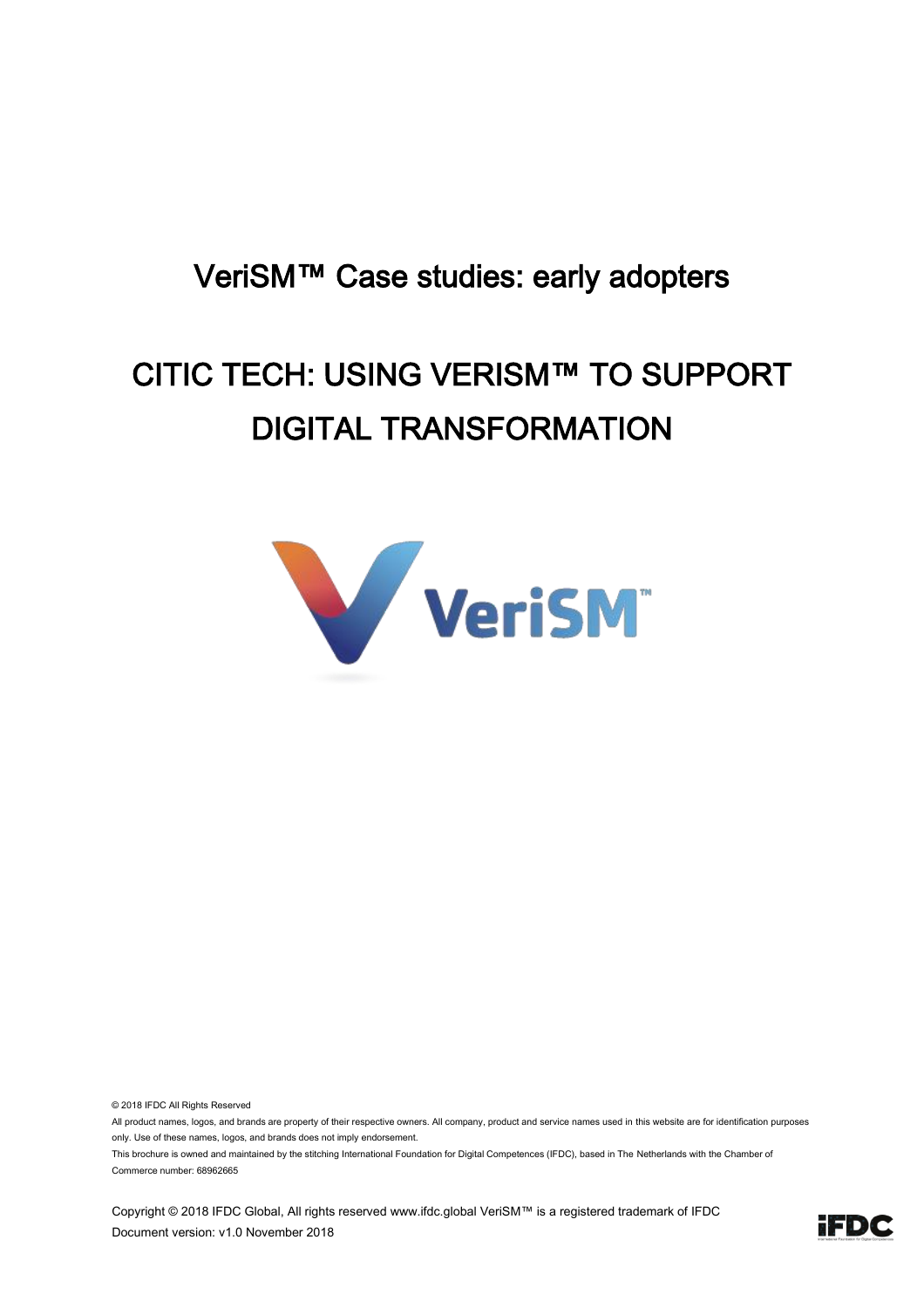# VeriSM™ Case studies: early adopters

# CITIC TECH: USING VERISM™ TO SUPPORT DIGITAL TRANSFORMATION

© 2018 IFDC All Rights Reserved

All product names, logos, and brands are property of their respective owners. All company, product and service names used in this website are for identification purposes only. Use of these names, logos, and brands does not imply endorsement.

This brochure is owned and maintained by the stitching International Foundation for Digital Competences (IFDC), based in The Netherlands with the Chamber of Commerce number: 68962665

Copyright © 2018 IFDC Global, All rights reserved www.ifdc.global VeriSM™ is a registered trademark of IFDC

Document version: v1.0 November 2018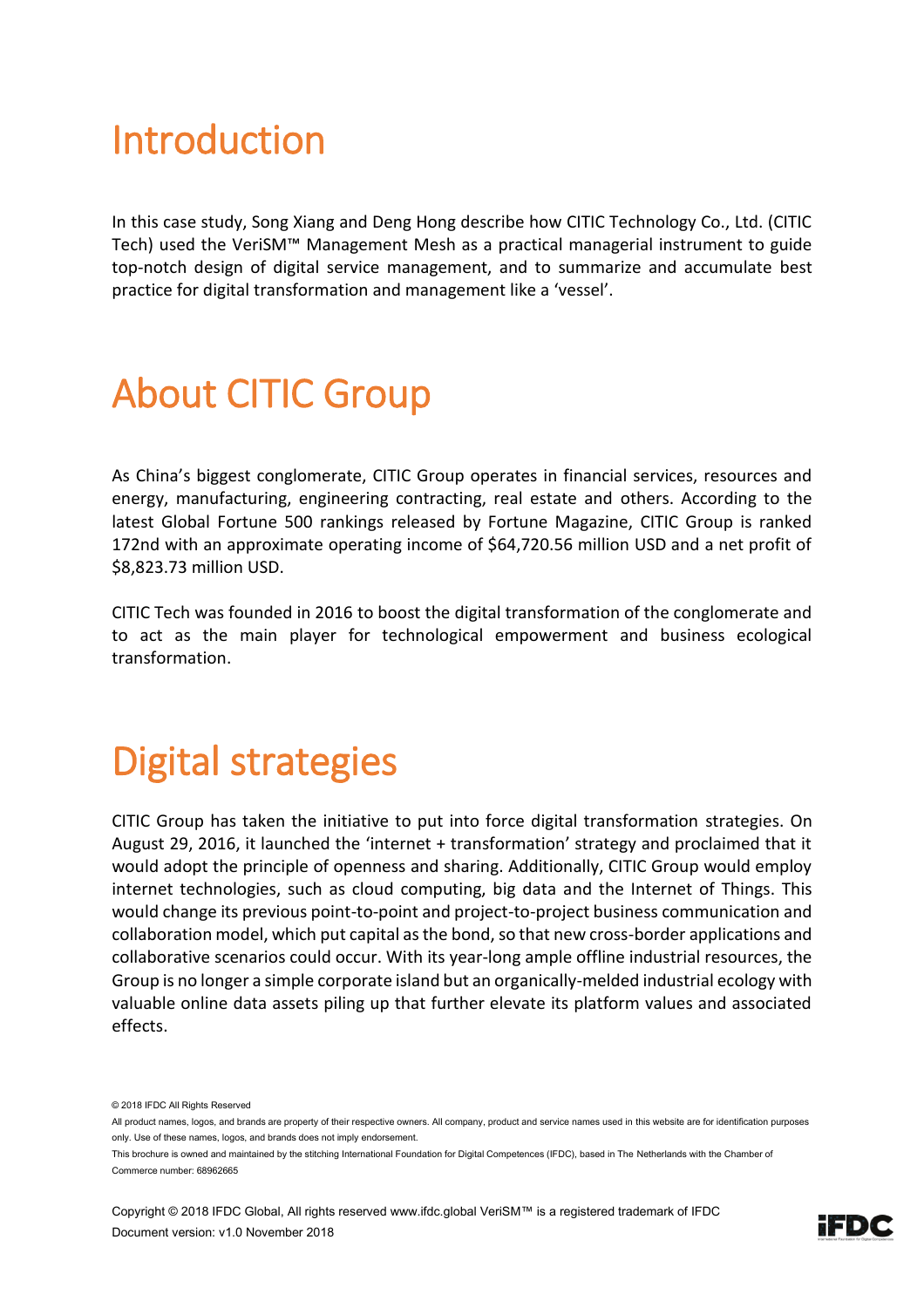# Introduction

In this case study, Song Xiang and Deng Hong describe how CITIC Technology Co., Ltd. (CITIC Tech) used the VeriSM™ Management Mesh as a practical managerial instrument to guide top-notch design of digital service management, and to summarize and accumulate best practice for digital transformation and management like a 'vessel'.

# About CITIC Group

As China's biggest conglomerate, CITIC Group operates in financial services, resources and energy, manufacturing, engineering contracting, real estate and others. According to the latest Global Fortune 500 rankings released by Fortune Magazine, CITIC Group is ranked 172nd with an approximate operating income of $64,720.56 million USD and a net profit of $8,823.73 million USD.

CITIC Tech was founded in 2016 to boost the digital transformation of the conglomerate and to act as the main player for technological empowerment and business ecological transformation.

# Digital strategies

CITIC Group has taken the initiative to put into force digital transformation strategies. On August 29, 2016, it launched the 'internet + transformation' strategy and proclaimed that it would adopt the principle of openness and sharing. Additionally, CITIC Group would employ internet technologies, such as cloud computing, big data and the Internet of Things. This would change its previous point-to-point and project-to-project business communication and collaboration model, which put capital as the bond, so that new cross-border applications and collaborative scenarios could occur. With its year-long ample offline industrial resources, the Group is no longer a simple corporate island but an organically-melded industrial ecology with valuable online data assets piling up that further elevate its platform values and associated effects.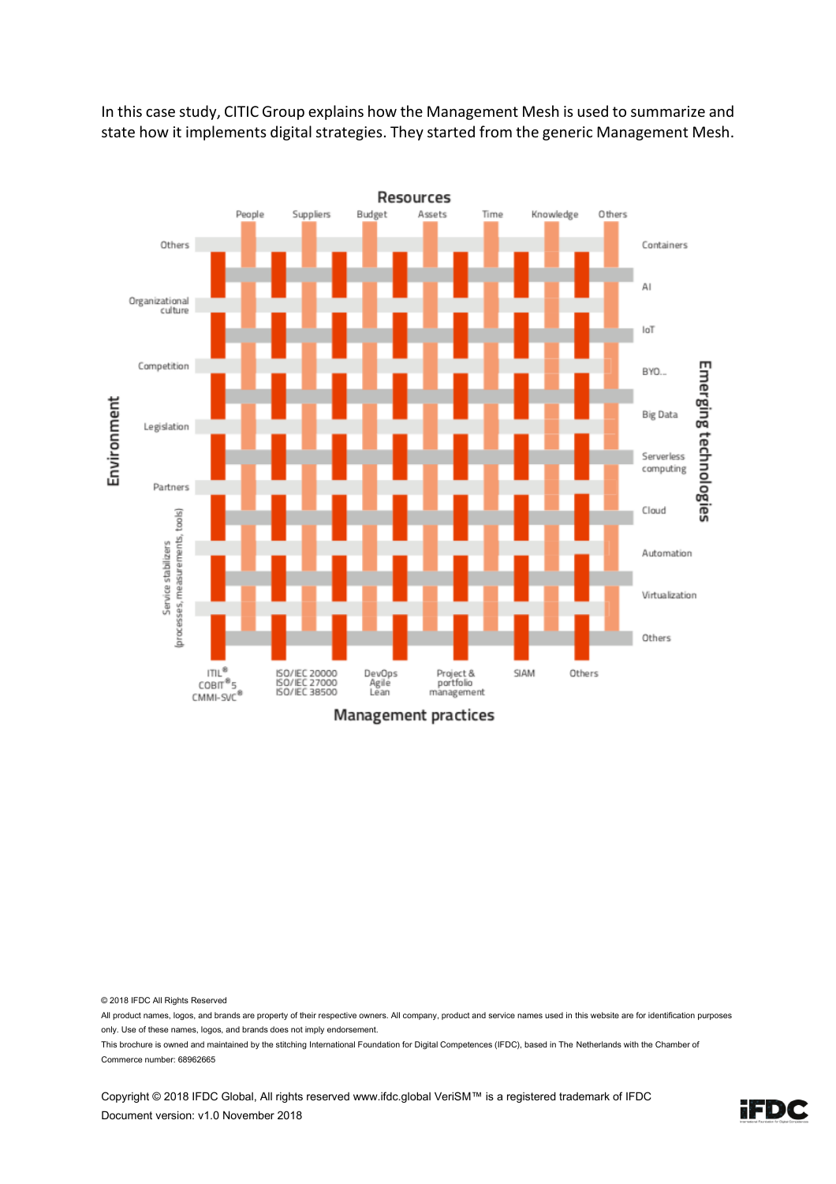In this case study, CITIC Group explains how the Management Mesh is used to summarize and state how it implements digital strategies. They started from the generic Management Mesh.

Resources

People | Suppliers | Budget | Assets | Time | Knowledge | Others

Environment

Others
Organizational culture
Competition
Legislation
Partners

Service stabilizers (processes, measurements, tools)

Emerging technologies

Containers
AI
IoT
BYO...
Big Data
Serverless computing
Cloud
Automation
Virtualization
Others

ITIL®
COBIT® 5
CMMI-SVC®

ISO/IEC 20000
ISO/IEC 27000
ISO/IEC 38500

DevOps
Agile
Lean

Project & portfolio management

SIAM

Others

Management practices

© 2018 IFDC All Rights Reserved

All product names, logos, and brands are property of their respective owners. All company, product and service names used in this website are for identification purposes only. Use of these names, logos, and brands does not imply endorsement.

This brochure is owned and maintained by the stitching International Foundation for Digital Competences (IFDC), based in The Netherlands with the Chamber of Commerce number: 68962665

Copyright © 2018 IFDC Global, All rights reserved www.ifdc.global VeriSM™ is a registered trademark of IFDC
Document version: v1.0 November 2018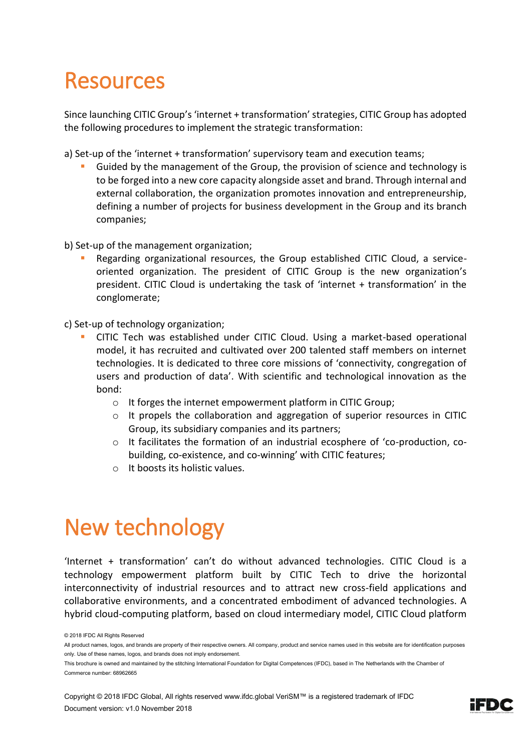# Resources

Since launching CITIC Group's 'internet + transformation' strategies, CITIC Group has adopted the following procedures to implement the strategic transformation:

a) Set-up of the 'internet + transformation' supervisory team and execution teams;

- Guided by the management of the Group, the provision of science and technology is to be forged into a new core capacity alongside asset and brand. Through internal and external collaboration, the organization promotes innovation and entrepreneurship, defining a number of projects for business development in the Group and its branch companies;

b) Set-up of the management organization;

- Regarding organizational resources, the Group established CITIC Cloud, a service-oriented organization. The president of CITIC Group is the new organization's president. CITIC Cloud is undertaking the task of 'internet + transformation' in the conglomerate;

c) Set-up of technology organization;

- CITIC Tech was established under CITIC Cloud. Using a market-based operational model, it has recruited and cultivated over 200 talented staff members on internet technologies. It is dedicated to three core missions of 'connectivity, congregation of users and production of data'. With scientific and technological innovation as the bond:
  - It forges the internet empowerment platform in CITIC Group;
  - It propels the collaboration and aggregation of superior resources in CITIC Group, its subsidiary companies and its partners;
  - It facilitates the formation of an industrial ecosphere of 'co-production, co-building, co-existence, and co-winning' with CITIC features;
  - It boosts its holistic values.

# New technology

'Internet + transformation' can't do without advanced technologies. CITIC Cloud is a technology empowerment platform built by CITIC Tech to drive the horizontal interconnectivity of industrial resources and to attract new cross-field applications and collaborative environments, and a concentrated embodiment of advanced technologies. A hybrid cloud-computing platform, based on cloud intermediary model, CITIC Cloud platform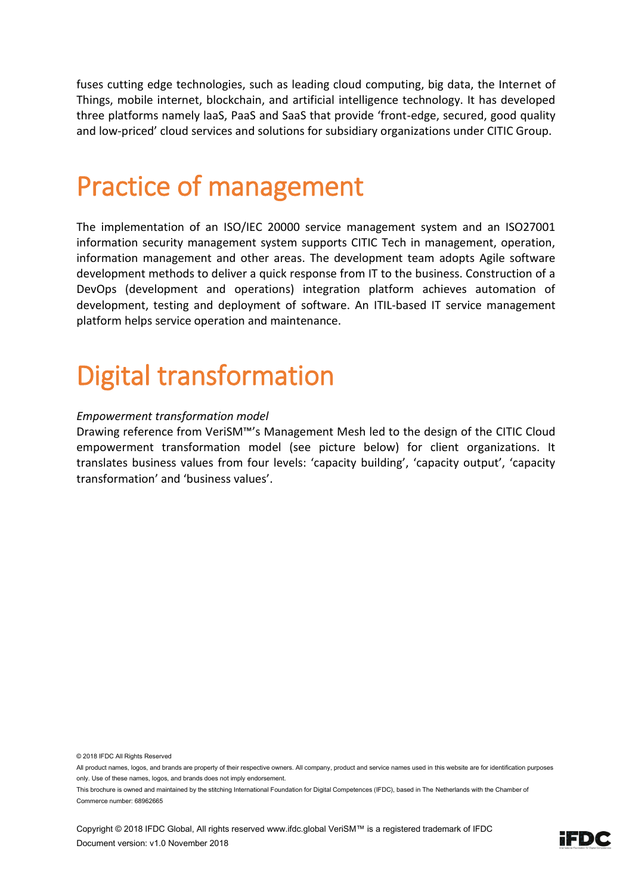fuses cutting edge technologies, such as leading cloud computing, big data, the Internet of Things, mobile internet, blockchain, and artificial intelligence technology. It has developed three platforms namely IaaS, PaaS and SaaS that provide 'front-edge, secured, good quality and low-priced' cloud services and solutions for subsidiary organizations under CITIC Group.

# Practice of management

The implementation of an ISO/IEC 20000 service management system and an ISO27001 information security management system supports CITIC Tech in management, operation, information management and other areas. The development team adopts Agile software development methods to deliver a quick response from IT to the business. Construction of a DevOps (development and operations) integration platform achieves automation of development, testing and deployment of software. An ITIL-based IT service management platform helps service operation and maintenance.

# Digital transformation

*Empowerment transformation model*

Drawing reference from VeriSM™'s Management Mesh led to the design of the CITIC Cloud empowerment transformation model (see picture below) for client organizations. It translates business values from four levels: 'capacity building', 'capacity output', 'capacity transformation' and 'business values'.

© 2018 IFDC All Rights Reserved

All product names, logos, and brands are property of their respective owners. All company, product and service names used in this website are for identification purposes only. Use of these names, logos, and brands does not imply endorsement.

This brochure is owned and maintained by the stitching International Foundation for Digital Competences (IFDC), based in The Netherlands with the Chamber of Commerce number: 68962665

Copyright © 2018 IFDC Global, All rights reserved www.ifdc.global VeriSM™ is a registered trademark of IFDC
Document version: v1.0 November 2018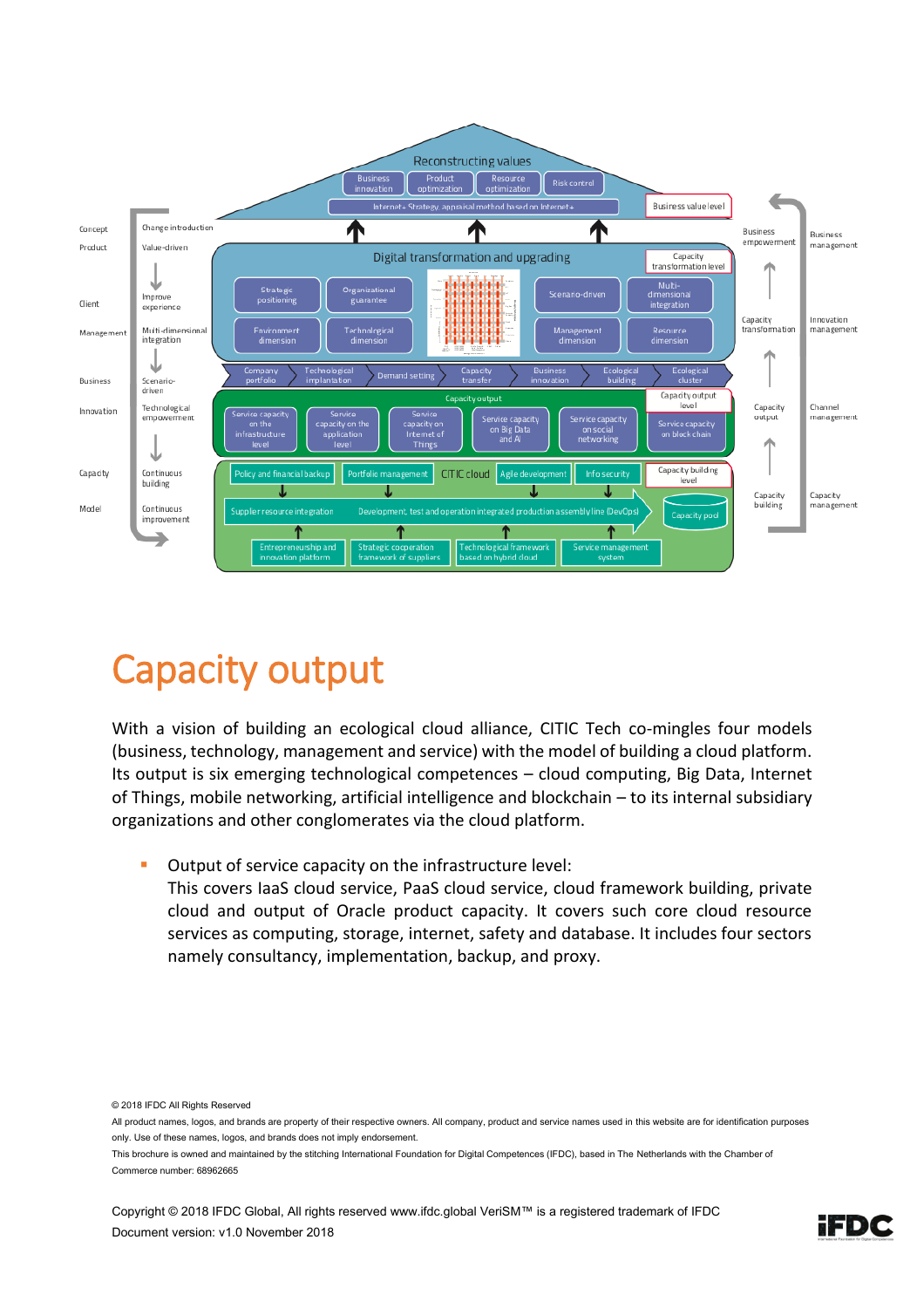# Capacity output

With a vision of building an ecological cloud alliance, CITIC Tech co-mingles four models (business, technology, management and service) with the model of building a cloud platform. Its output is six emerging technological competences – cloud computing, Big Data, Internet of Things, mobile networking, artificial intelligence and blockchain – to its internal subsidiary organizations and other conglomerates via the cloud platform.

- Output of service capacity on the infrastructure level:
  This covers IaaS cloud service, PaaS cloud service, cloud framework building, private cloud and output of Oracle product capacity. It covers such core cloud resource services as computing, storage, internet, safety and database. It includes four sectors namely consultancy, implementation, backup, and proxy.

© 2018 IFDC All Rights Reserved

All product names, logos, and brands are property of their respective owners. All company, product and service names used in this website are for identification purposes only. Use of these names, logos, and brands does not imply endorsement.

This brochure is owned and maintained by the stitching International Foundation for Digital Competences (IFDC), based in The Netherlands with the Chamber of Commerce number: 68962665

Copyright © 2018 IFDC Global, All rights reserved www.ifdc.global VeriSM™ is a registered trademark of IFDC
Document version: v1.0 November 2018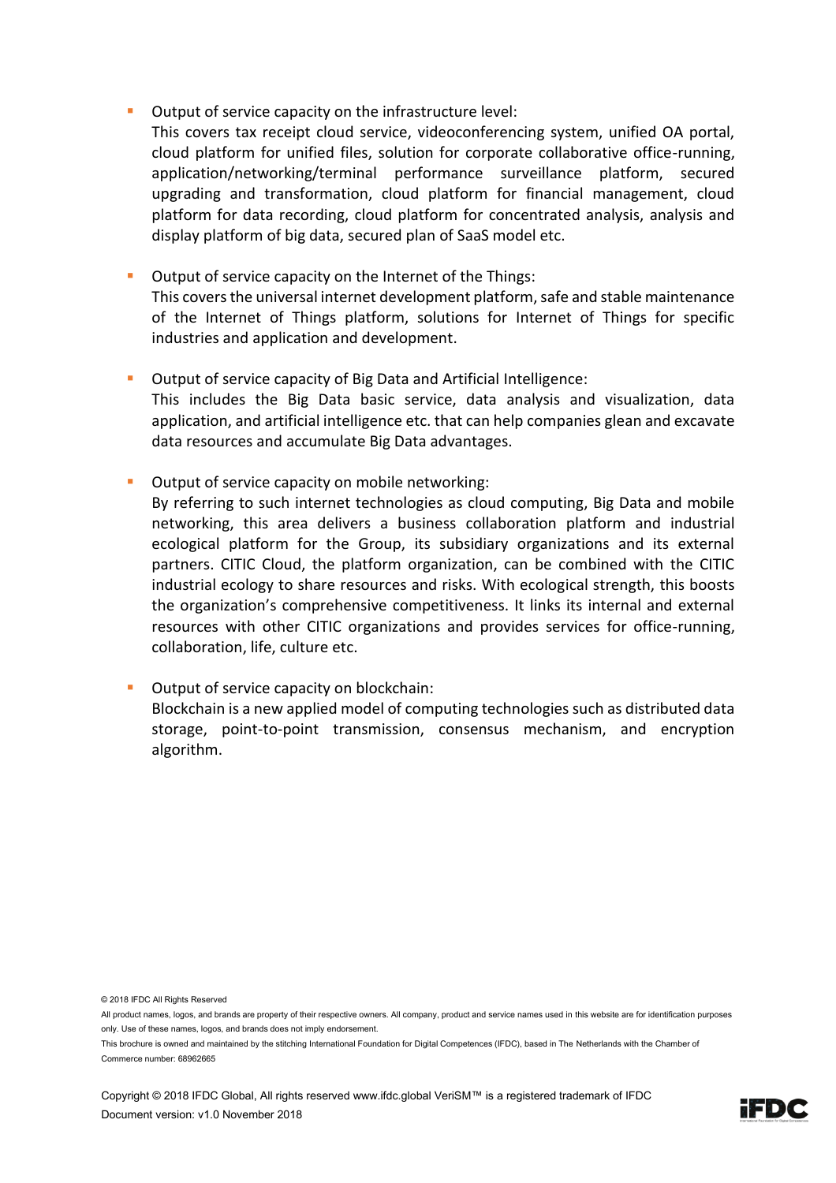- Output of service capacity on the infrastructure level:
  This covers tax receipt cloud service, videoconferencing system, unified OA portal, cloud platform for unified files, solution for corporate collaborative office-running, application/networking/terminal performance surveillance platform, secured upgrading and transformation, cloud platform for financial management, cloud platform for data recording, cloud platform for concentrated analysis, analysis and display platform of big data, secured plan of SaaS model etc.

- Output of service capacity on the Internet of the Things:
  This covers the universal internet development platform, safe and stable maintenance of the Internet of Things platform, solutions for Internet of Things for specific industries and application and development.

- Output of service capacity of Big Data and Artificial Intelligence:
  This includes the Big Data basic service, data analysis and visualization, data application, and artificial intelligence etc. that can help companies glean and excavate data resources and accumulate Big Data advantages.

- Output of service capacity on mobile networking:
  By referring to such internet technologies as cloud computing, Big Data and mobile networking, this area delivers a business collaboration platform and industrial ecological platform for the Group, its subsidiary organizations and its external partners. CITIC Cloud, the platform organization, can be combined with the CITIC industrial ecology to share resources and risks. With ecological strength, this boosts the organization's comprehensive competitiveness. It links its internal and external resources with other CITIC organizations and provides services for office-running, collaboration, life, culture etc.

- Output of service capacity on blockchain:
  Blockchain is a new applied model of computing technologies such as distributed data storage, point-to-point transmission, consensus mechanism, and encryption algorithm.

© 2018 IFDC All Rights Reserved

All product names, logos, and brands are property of their respective owners. All company, product and service names used in this website are for identification purposes only. Use of these names, logos, and brands does not imply endorsement.

This brochure is owned and maintained by the stitching International Foundation for Digital Competences (IFDC), based in The Netherlands with the Chamber of Commerce number: 68962665

Copyright © 2018 IFDC Global, All rights reserved www.ifdc.global VeriSM™ is a registered trademark of IFDC
Document version: v1.0 November 2018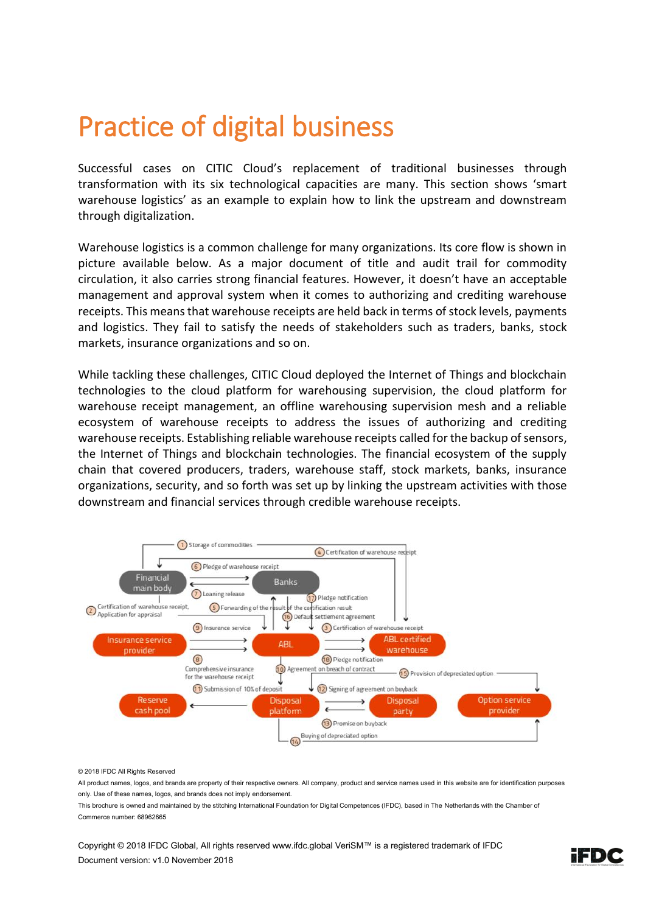# Practice of digital business

Successful cases on CITIC Cloud's replacement of traditional businesses through transformation with its six technological capacities are many. This section shows 'smart warehouse logistics' as an example to explain how to link the upstream and downstream through digitalization.

Warehouse logistics is a common challenge for many organizations. Its core flow is shown in picture available below. As a major document of title and audit trail for commodity circulation, it also carries strong financial features. However, it doesn't have an acceptable management and approval system when it comes to authorizing and crediting warehouse receipts. This means that warehouse receipts are held back in terms of stock levels, payments and logistics. They fail to satisfy the needs of stakeholders such as traders, banks, stock markets, insurance organizations and so on.

While tackling these challenges, CITIC Cloud deployed the Internet of Things and blockchain technologies to the cloud platform for warehousing supervision, the cloud platform for warehouse receipt management, an offline warehousing supervision mesh and a reliable ecosystem of warehouse receipts to address the issues of authorizing and crediting warehouse receipts. Establishing reliable warehouse receipts called for the backup of sensors, the Internet of Things and blockchain technologies. The financial ecosystem of the supply chain that covered producers, traders, warehouse staff, stock markets, banks, insurance organizations, security, and so forth was set up by linking the upstream activities with those downstream and financial services through credible warehouse receipts.

Financial main body · Banks · Insurance service provider · ABL · ABL certified warehouse · Reserve cash pool · Disposal platform · Disposal party · Option service provider

1. Storage of commodities
2. Certification of warehouse receipt, Application for appraisal
3. Certification of warehouse receipt
4. Certification of warehouse receipt
5. Forwarding of the result of the certification result
6. Pledge of warehouse receipt
7. Loaning release
8. Comprehensive insurance for the warehouse receipt
9. Insurance service
10. Agreement on breach of contract
11. Submission of 10% of deposit
12. Signing of agreement on buyback
13. Promise on buyback
14. Buying of depreciated option
15. Provision of depreciated option
16. Default settlement agreement
17. Pledge notification
18. Pledge notification

© 2018 IFDC All Rights Reserved

All product names, logos, and brands are property of their respective owners. All company, product and service names used in this website are for identification purposes only. Use of these names, logos, and brands does not imply endorsement.

This brochure is owned and maintained by the stitching International Foundation for Digital Competences (IFDC), based in The Netherlands with the Chamber of Commerce number: 68962665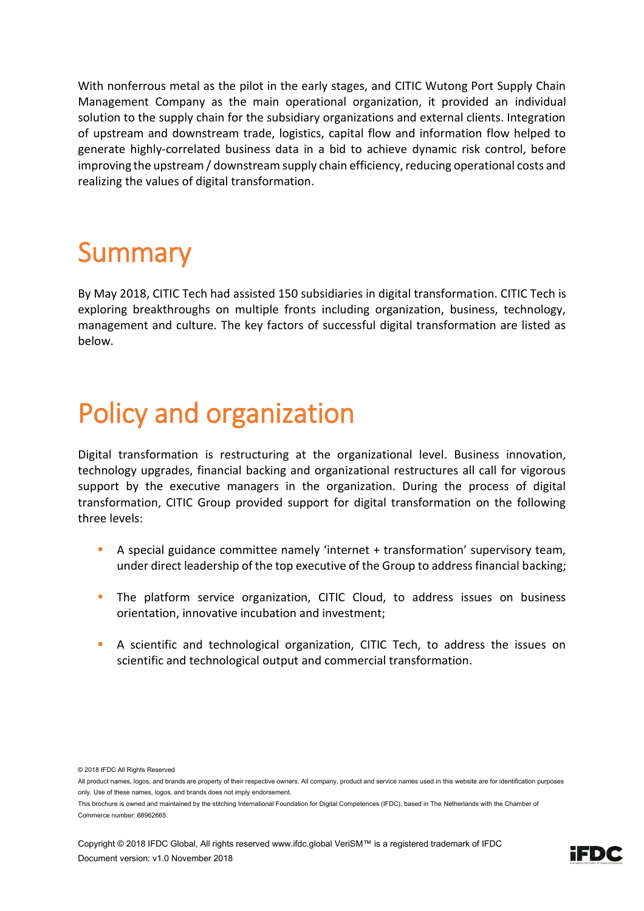With nonferrous metal as the pilot in the early stages, and CITIC Wutong Port Supply Chain Management Company as the main operational organization, it provided an individual solution to the supply chain for the subsidiary organizations and external clients. Integration of upstream and downstream trade, logistics, capital flow and information flow helped to generate highly-correlated business data in a bid to achieve dynamic risk control, before improving the upstream / downstream supply chain efficiency, reducing operational costs and realizing the values of digital transformation.

# Summary

By May 2018, CITIC Tech had assisted 150 subsidiaries in digital transformation. CITIC Tech is exploring breakthroughs on multiple fronts including organization, business, technology, management and culture. The key factors of successful digital transformation are listed as below.

# Policy and organization

Digital transformation is restructuring at the organizational level. Business innovation, technology upgrades, financial backing and organizational restructures all call for vigorous support by the executive managers in the organization. During the process of digital transformation, CITIC Group provided support for digital transformation on the following three levels:

- A special guidance committee namely 'internet + transformation' supervisory team, under direct leadership of the top executive of the Group to address financial backing;
- The platform service organization, CITIC Cloud, to address issues on business orientation, innovative incubation and investment;
- A scientific and technological organization, CITIC Tech, to address the issues on scientific and technological output and commercial transformation.

© 2018 IFDC All Rights Reserved

All product names, logos, and brands are property of their respective owners. All company, product and service names used in this website are for identification purposes only. Use of these names, logos, and brands does not imply endorsement.

This brochure is owned and maintained by the stitching International Foundation for Digital Competences (IFDC), based in The Netherlands with the Chamber of Commerce number: 68962665

Copyright © 2018 IFDC Global, All rights reserved www.ifdc.global VeriSM™ is a registered trademark of IFDC
Document version: v1.0 November 2018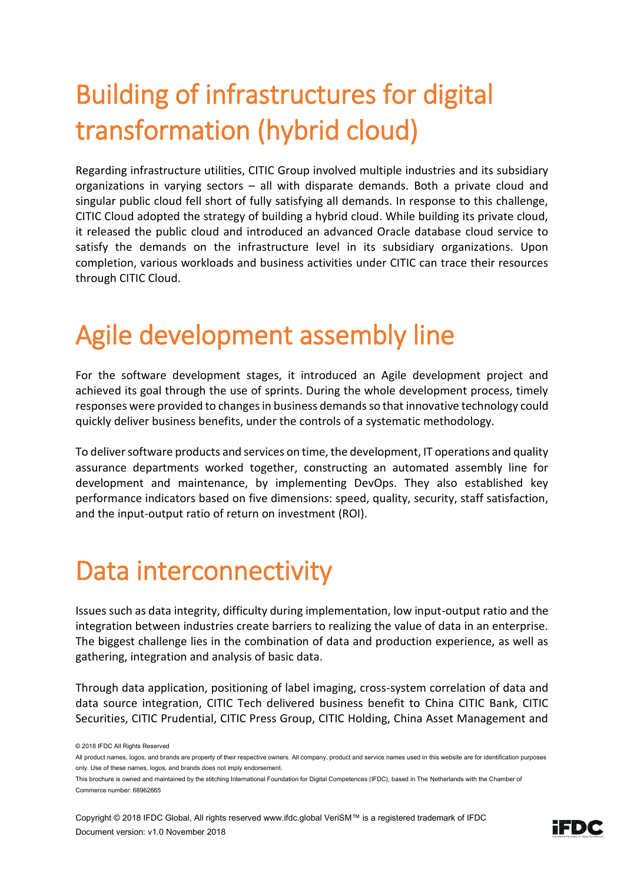# Building of infrastructures for digital transformation (hybrid cloud)

Regarding infrastructure utilities, CITIC Group involved multiple industries and its subsidiary organizations in varying sectors – all with disparate demands. Both a private cloud and singular public cloud fell short of fully satisfying all demands. In response to this challenge, CITIC Cloud adopted the strategy of building a hybrid cloud. While building its private cloud, it released the public cloud and introduced an advanced Oracle database cloud service to satisfy the demands on the infrastructure level in its subsidiary organizations. Upon completion, various workloads and business activities under CITIC can trace their resources through CITIC Cloud.

# Agile development assembly line

For the software development stages, it introduced an Agile development project and achieved its goal through the use of sprints. During the whole development process, timely responses were provided to changes in business demands so that innovative technology could quickly deliver business benefits, under the controls of a systematic methodology.

To deliver software products and services on time, the development, IT operations and quality assurance departments worked together, constructing an automated assembly line for development and maintenance, by implementing DevOps. They also established key performance indicators based on five dimensions: speed, quality, security, staff satisfaction, and the input-output ratio of return on investment (ROI).

# Data interconnectivity

Issues such as data integrity, difficulty during implementation, low input-output ratio and the integration between industries create barriers to realizing the value of data in an enterprise. The biggest challenge lies in the combination of data and production experience, as well as gathering, integration and analysis of basic data.

Through data application, positioning of label imaging, cross-system correlation of data and data source integration, CITIC Tech delivered business benefit to China CITIC Bank, CITIC Securities, CITIC Prudential, CITIC Press Group, CITIC Holding, China Asset Management and

© 2018 IFDC All Rights Reserved

All product names, logos, and brands are property of their respective owners. All company, product and service names used in this website are for identification purposes only. Use of these names, logos, and brands does not imply endorsement.

This brochure is owned and maintained by the stitching International Foundation for Digital Competences (IFDC), based in The Netherlands with the Chamber of Commerce number: 68962665

Copyright © 2018 IFDC Global, All rights reserved www.ifdc.global VeriSM™ is a registered trademark of IFDC
Document version: v1.0 November 2018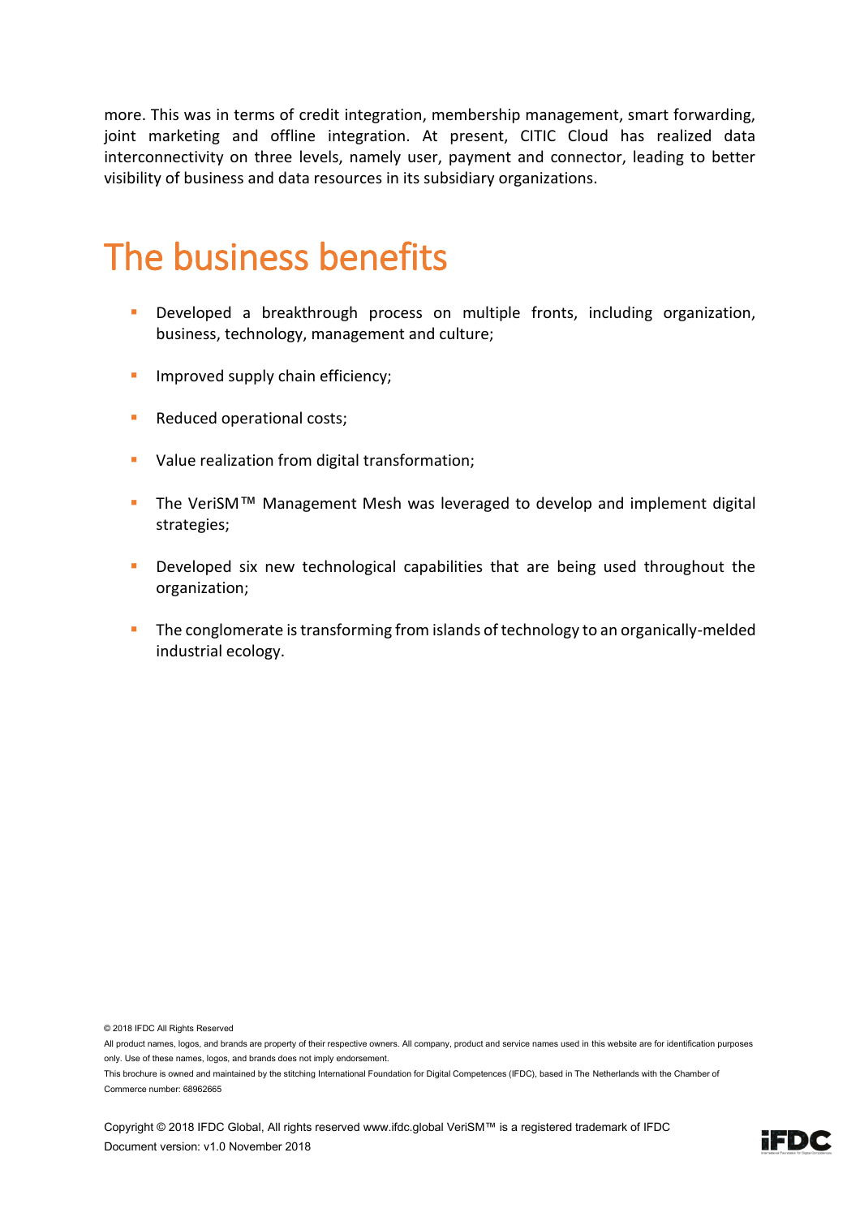more. This was in terms of credit integration, membership management, smart forwarding, joint marketing and offline integration. At present, CITIC Cloud has realized data interconnectivity on three levels, namely user, payment and connector, leading to better visibility of business and data resources in its subsidiary organizations.

# The business benefits

- Developed a breakthrough process on multiple fronts, including organization, business, technology, management and culture;
- Improved supply chain efficiency;
- Reduced operational costs;
- Value realization from digital transformation;
- The VeriSM™ Management Mesh was leveraged to develop and implement digital strategies;
- Developed six new technological capabilities that are being used throughout the organization;
- The conglomerate is transforming from islands of technology to an organically-melded industrial ecology.

© 2018 IFDC All Rights Reserved

All product names, logos, and brands are property of their respective owners. All company, product and service names used in this website are for identification purposes only. Use of these names, logos, and brands does not imply endorsement.

This brochure is owned and maintained by the stitching International Foundation for Digital Competences (IFDC), based in The Netherlands with the Chamber of Commerce number: 68962665

Copyright © 2018 IFDC Global, All rights reserved www.ifdc.global VeriSM™ is a registered trademark of IFDC

Document version: v1.0 November 2018